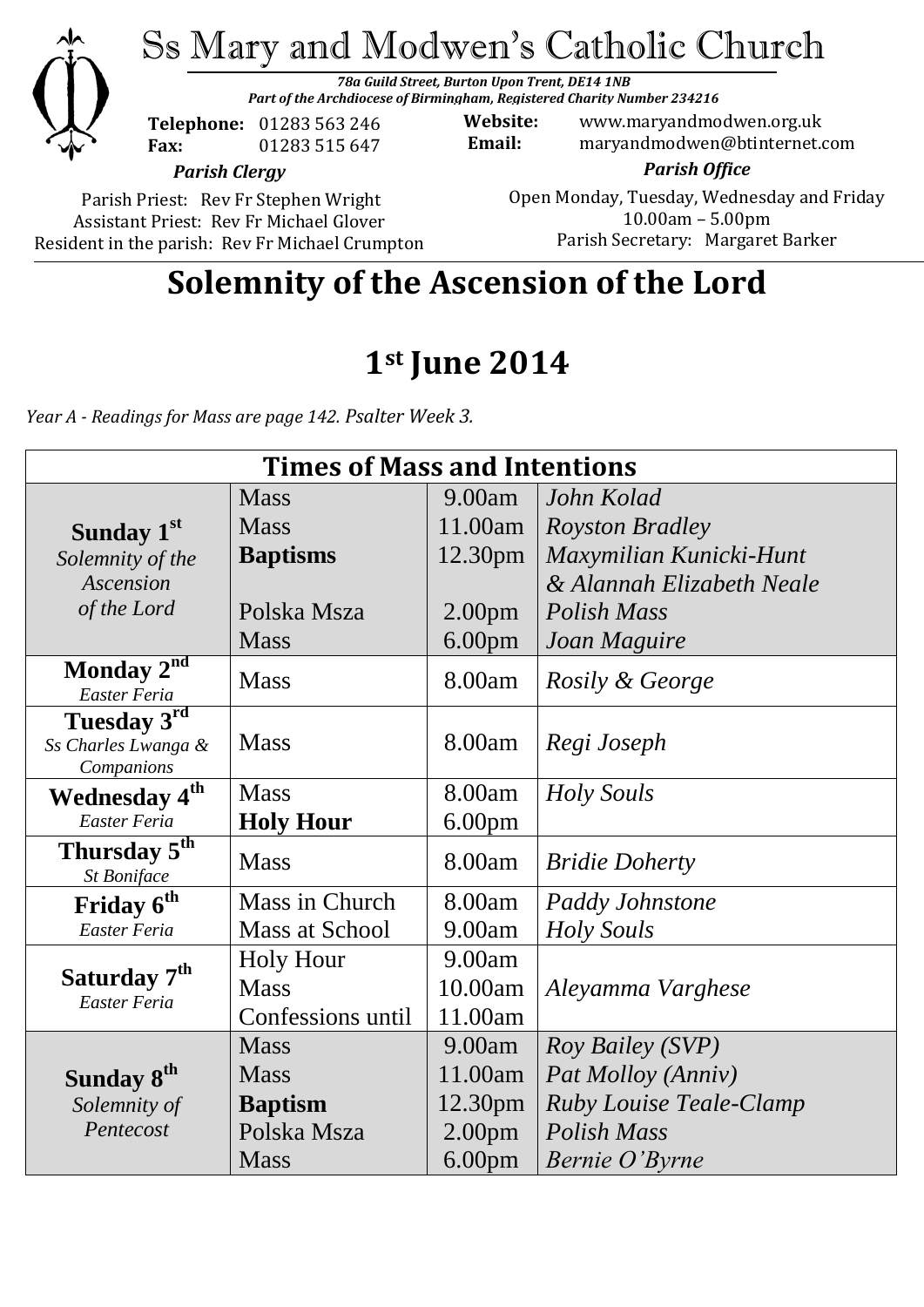# Ss Mary and Modwen's Catholic Church

*78a Guild Street, Burton Upon Trent, DE14 1NB*
*Part of the Archdiocese of Birmingham, Registered Charity Number 234216*

**Telephone:** 01283 563 246
**Fax:** 01283 515 647

**Website:** www.maryandmodwen.org.uk
**Email:** maryandmodwen@btinternet.com

***Parish Clergy***

Parish Priest: Rev Fr Stephen Wright
Assistant Priest: Rev Fr Michael Glover
Resident in the parish: Rev Fr Michael Crumpton

***Parish Office***

Open Monday, Tuesday, Wednesday and Friday
10.00am – 5.00pm
Parish Secretary: Margaret Barker

# Solemnity of the Ascension of the Lord

## 1st June 2014

*Year A - Readings for Mass are page 142. Psalter Week 3.*

| **Times of Mass and Intentions** | | | |
|---|---|---|---|
| **Sunday 1st** *Solemnity of the Ascension of the Lord* | Mass | 9.00am | *John Kolad* |
| | Mass | 11.00am | *Royston Bradley* |
| | **Baptisms** | 12.30pm | *Maxymilian Kunicki-Hunt & Alannah Elizabeth Neale* |
| | Polska Msza | 2.00pm | *Polish Mass* |
| | Mass | 6.00pm | *Joan Maguire* |
| **Monday 2nd** *Easter Feria* | Mass | 8.00am | *Rosily & George* |
| **Tuesday 3rd** *Ss Charles Lwanga & Companions* | Mass | 8.00am | *Regi Joseph* |
| **Wednesday 4th** *Easter Feria* | Mass | 8.00am | *Holy Souls* |
| | **Holy Hour** | 6.00pm | |
| **Thursday 5th** *St Boniface* | Mass | 8.00am | *Bridie Doherty* |
| **Friday 6th** *Easter Feria* | Mass in Church | 8.00am | *Paddy Johnstone* |
| | Mass at School | 9.00am | *Holy Souls* |
| **Saturday 7th** *Easter Feria* | Holy Hour | 9.00am | |
| | Mass | 10.00am | *Aleyamma Varghese* |
| | Confessions until | 11.00am | |
| **Sunday 8th** *Solemnity of Pentecost* | Mass | 9.00am | *Roy Bailey (SVP)* |
| | Mass | 11.00am | *Pat Molloy (Anniv)* |
| | **Baptism** | 12.30pm | *Ruby Louise Teale-Clamp* |
| | Polska Msza | 2.00pm | *Polish Mass* |
| | Mass | 6.00pm | *Bernie O'Byrne* |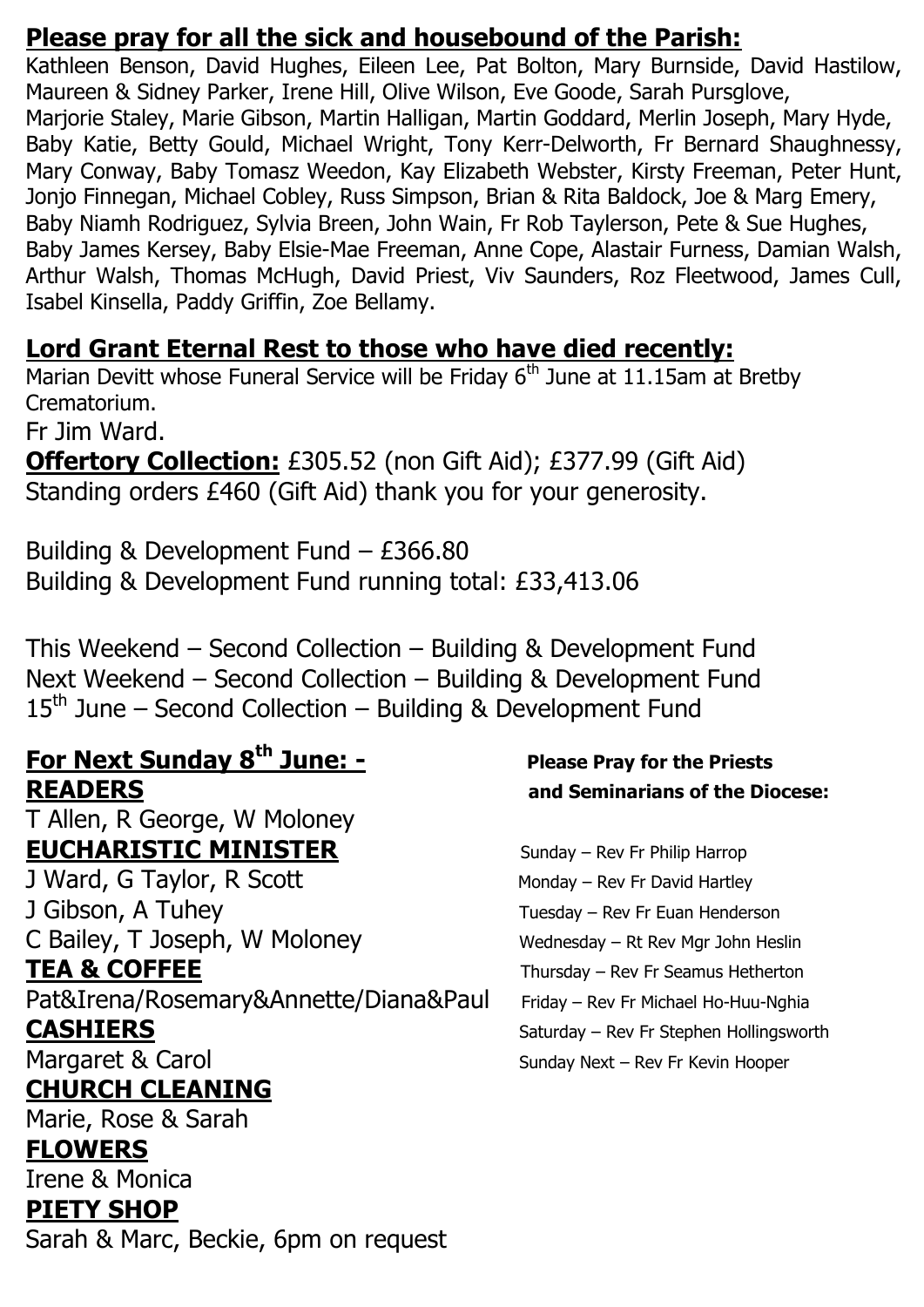## **Please pray for all the sick and housebound of the Parish:**

Kathleen Benson, David Hughes, Eileen Lee, Pat Bolton, Mary Burnside, David Hastilow, Maureen & Sidney Parker, Irene Hill, Olive Wilson, Eve Goode, Sarah Pursglove, Marjorie Staley, Marie Gibson, Martin Halligan, Martin Goddard, Merlin Joseph, Mary Hyde, Baby Katie, Betty Gould, Michael Wright, Tony Kerr-Delworth, Fr Bernard Shaughnessy, Mary Conway, Baby Tomasz Weedon, Kay Elizabeth Webster, Kirsty Freeman, Peter Hunt, Jonjo Finnegan, Michael Cobley, Russ Simpson, Brian & Rita Baldock, Joe & Marg Emery, Baby Niamh Rodriguez, Sylvia Breen, John Wain, Fr Rob Taylerson, Pete & Sue Hughes, Baby James Kersey, Baby Elsie-Mae Freeman, Anne Cope, Alastair Furness, Damian Walsh, Arthur Walsh, Thomas McHugh, David Priest, Viv Saunders, Roz Fleetwood, James Cull, Isabel Kinsella, Paddy Griffin, Zoe Bellamy.

## **Lord Grant Eternal Rest to those who have died recently:**

Marian Devitt whose Funeral Service will be Friday 6th June at 11.15am at Bretby Crematorium.

Fr Jim Ward.

**Offertory Collection:** £305.52 (non Gift Aid); £377.99 (Gift Aid)
Standing orders £460 (Gift Aid) thank you for your generosity.

Building & Development Fund – £366.80
Building & Development Fund running total: £33,413.06

This Weekend – Second Collection – Building & Development Fund
Next Weekend – Second Collection – Building & Development Fund
15th June – Second Collection – Building & Development Fund

## **For Next Sunday 8th June: -**

**READERS**
T Allen, R George, W Moloney

**EUCHARISTIC MINISTER**
J Ward, G Taylor, R Scott
J Gibson, A Tuhey
C Bailey, T Joseph, W Moloney

**TEA & COFFEE**
Pat&Irena/Rosemary&Annette/Diana&Paul

**CASHIERS**
Margaret & Carol

**CHURCH CLEANING**
Marie, Rose & Sarah

**FLOWERS**
Irene & Monica

**PIETY SHOP**
Sarah & Marc, Beckie, 6pm on request

**Please Pray for the Priests and Seminarians of the Diocese:**

Sunday – Rev Fr Philip Harrop
Monday – Rev Fr David Hartley
Tuesday – Rev Fr Euan Henderson
Wednesday – Rt Rev Mgr John Heslin
Thursday – Rev Fr Seamus Hetherton
Friday – Rev Fr Michael Ho-Huu-Nghia
Saturday – Rev Fr Stephen Hollingsworth
Sunday Next – Rev Fr Kevin Hooper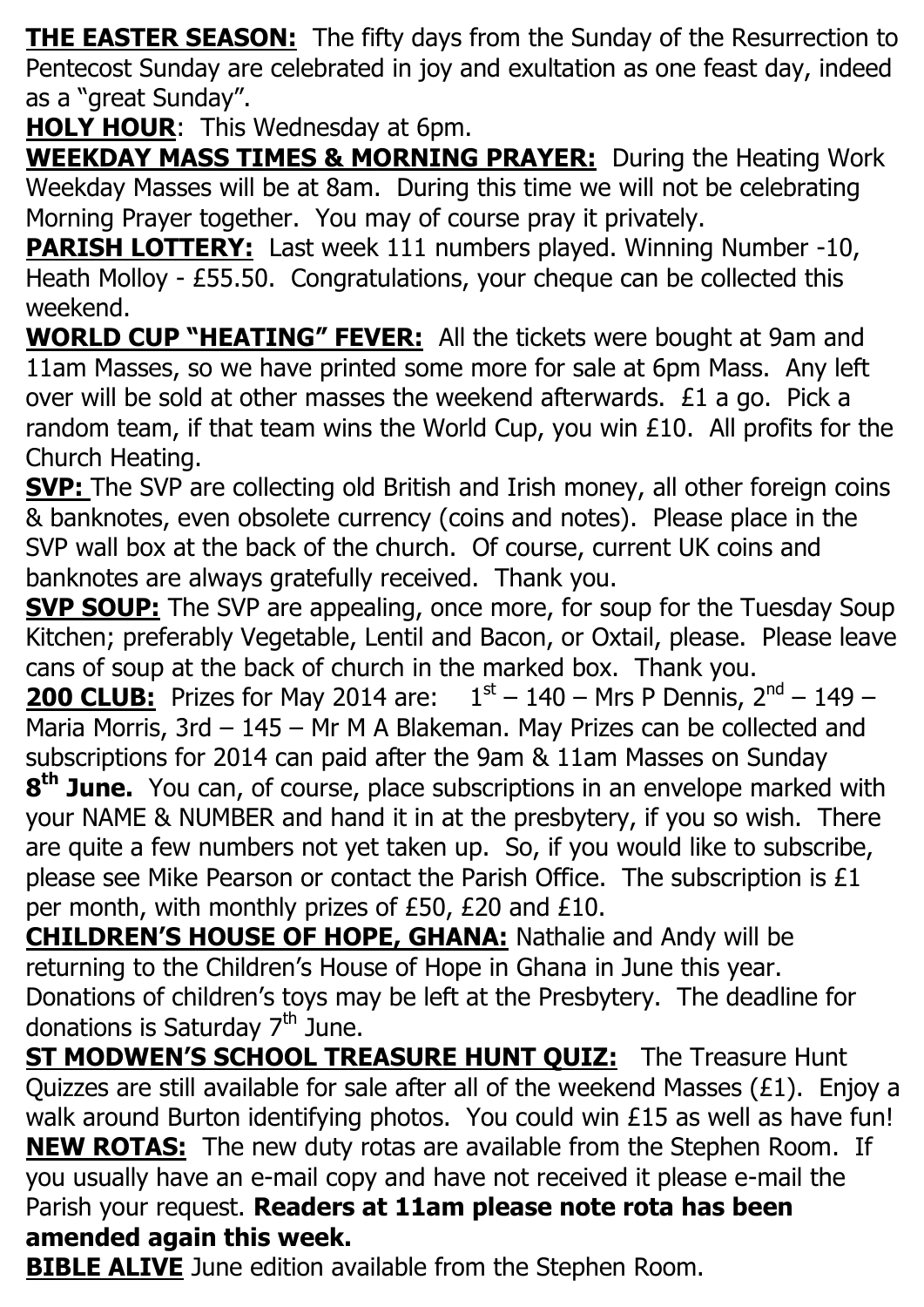**<u>THE EASTER SEASON:</u>** The fifty days from the Sunday of the Resurrection to Pentecost Sunday are celebrated in joy and exultation as one feast day, indeed as a "great Sunday".

**<u>HOLY HOUR</u>**: This Wednesday at 6pm.

**<u>WEEKDAY MASS TIMES & MORNING PRAYER:</u>** During the Heating Work Weekday Masses will be at 8am. During this time we will not be celebrating Morning Prayer together. You may of course pray it privately.

**<u>PARISH LOTTERY:</u>** Last week 111 numbers played. Winning Number -10, Heath Molloy - £55.50. Congratulations, your cheque can be collected this weekend.

**<u>WORLD CUP "HEATING" FEVER:</u>** All the tickets were bought at 9am and 11am Masses, so we have printed some more for sale at 6pm Mass. Any left over will be sold at other masses the weekend afterwards. £1 a go. Pick a random team, if that team wins the World Cup, you win £10. All profits for the Church Heating.

**<u>SVP:</u>** The SVP are collecting old British and Irish money, all other foreign coins & banknotes, even obsolete currency (coins and notes). Please place in the SVP wall box at the back of the church. Of course, current UK coins and banknotes are always gratefully received. Thank you.

**<u>SVP SOUP:</u>** The SVP are appealing, once more, for soup for the Tuesday Soup Kitchen; preferably Vegetable, Lentil and Bacon, or Oxtail, please. Please leave cans of soup at the back of church in the marked box. Thank you.

**<u>200 CLUB:</u>** Prizes for May 2014 are: 1st – 140 – Mrs P Dennis, 2nd – 149 – Maria Morris, 3rd – 145 – Mr M A Blakeman. May Prizes can be collected and subscriptions for 2014 can paid after the 9am & 11am Masses on Sunday **8th June.** You can, of course, place subscriptions in an envelope marked with your NAME & NUMBER and hand it in at the presbytery, if you so wish. There are quite a few numbers not yet taken up. So, if you would like to subscribe, please see Mike Pearson or contact the Parish Office. The subscription is £1 per month, with monthly prizes of £50, £20 and £10.

**<u>CHILDREN'S HOUSE OF HOPE, GHANA:</u>** Nathalie and Andy will be returning to the Children's House of Hope in Ghana in June this year. Donations of children's toys may be left at the Presbytery. The deadline for donations is Saturday 7th June.

**<u>ST MODWEN'S SCHOOL TREASURE HUNT QUIZ:</u>** The Treasure Hunt Quizzes are still available for sale after all of the weekend Masses (£1). Enjoy a walk around Burton identifying photos. You could win £15 as well as have fun!

**<u>NEW ROTAS:</u>** The new duty rotas are available from the Stephen Room. If you usually have an e-mail copy and have not received it please e-mail the Parish your request. **Readers at 11am please note rota has been amended again this week.**

**<u>BIBLE ALIVE</u>** June edition available from the Stephen Room.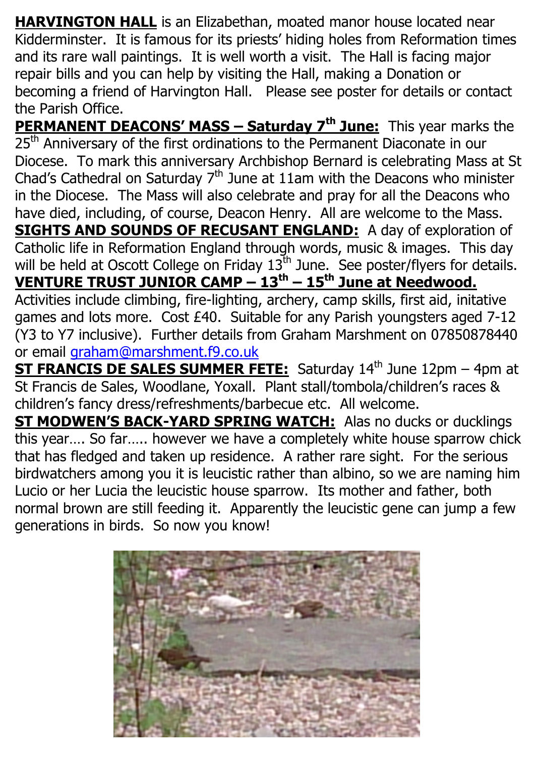**HARVINGTON HALL** is an Elizabethan, moated manor house located near Kidderminster. It is famous for its priests' hiding holes from Reformation times and its rare wall paintings. It is well worth a visit. The Hall is facing major repair bills and you can help by visiting the Hall, making a Donation or becoming a friend of Harvington Hall. Please see poster for details or contact the Parish Office.

**PERMANENT DEACONS' MASS – Saturday 7th June:** This year marks the 25th Anniversary of the first ordinations to the Permanent Diaconate in our Diocese. To mark this anniversary Archbishop Bernard is celebrating Mass at St Chad's Cathedral on Saturday 7th June at 11am with the Deacons who minister in the Diocese. The Mass will also celebrate and pray for all the Deacons who have died, including, of course, Deacon Henry. All are welcome to the Mass.

**SIGHTS AND SOUNDS OF RECUSANT ENGLAND:** A day of exploration of Catholic life in Reformation England through words, music & images. This day will be held at Oscott College on Friday 13th June. See poster/flyers for details.

**VENTURE TRUST JUNIOR CAMP – 13th – 15th June at Needwood.**
Activities include climbing, fire-lighting, archery, camp skills, first aid, initative games and lots more. Cost £40. Suitable for any Parish youngsters aged 7-12 (Y3 to Y7 inclusive). Further details from Graham Marshment on 07850878440 or email graham@marshment.f9.co.uk

**ST FRANCIS DE SALES SUMMER FETE:** Saturday 14th June 12pm – 4pm at St Francis de Sales, Woodlane, Yoxall. Plant stall/tombola/children's races & children's fancy dress/refreshments/barbecue etc. All welcome.

**ST MODWEN'S BACK-YARD SPRING WATCH:** Alas no ducks or ducklings this year…. So far….. however we have a completely white house sparrow chick that has fledged and taken up residence. A rather rare sight. For the serious birdwatchers among you it is leucistic rather than albino, so we are naming him Lucio or her Lucia the leucistic house sparrow. Its mother and father, both normal brown are still feeding it. Apparently the leucistic gene can jump a few generations in birds. So now you know!